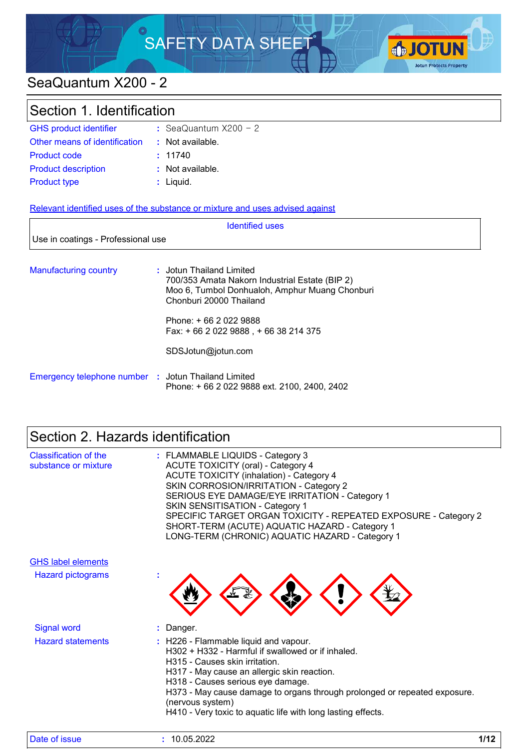# SAFETY DATA SHEET

## SeaQuantum X200 - 2

## Section 1. Identification

| | | |
|---|---|---|
| GHS product identifier | : | SeaQuantum X200 – 2 |
| Other means of identification | : | Not available. |
| Product code | : | 11740 |
| Product description | : | Not available. |
| Product type | : | Liquid. |

**Relevant identified uses of the substance or mixture and uses advised against**

| Identified uses |
|---|
| Use in coatings - Professional use |

**Manufacturing country** : Jotun Thailand Limited
700/353 Amata Nakorn Industrial Estate (BIP 2)
Moo 6, Tumbol Donhualoh, Amphur Muang Chonburi
Chonburi 20000 Thailand

Phone: + 66 2 022 9888
Fax: + 66 2 022 9888 , + 66 38 214 375

SDSJotun@jotun.com

**Emergency telephone number** : Jotun Thailand Limited
Phone: + 66 2 022 9888 ext. 2100, 2400, 2402

## Section 2. Hazards identification

**Classification of the substance or mixture** :
FLAMMABLE LIQUIDS - Category 3
ACUTE TOXICITY (oral) - Category 4
ACUTE TOXICITY (inhalation) - Category 4
SKIN CORROSION/IRRITATION - Category 2
SERIOUS EYE DAMAGE/EYE IRRITATION - Category 1
SKIN SENSITISATION - Category 1
SPECIFIC TARGET ORGAN TOXICITY - REPEATED EXPOSURE - Category 2
SHORT-TERM (ACUTE) AQUATIC HAZARD - Category 1
LONG-TERM (CHRONIC) AQUATIC HAZARD - Category 1

**GHS label elements**

**Hazard pictograms** :

**Signal word** : Danger.

**Hazard statements** :
H226 - Flammable liquid and vapour.
H302 + H332 - Harmful if swallowed or if inhaled.
H315 - Causes skin irritation.
H317 - May cause an allergic skin reaction.
H318 - Causes serious eye damage.
H373 - May cause damage to organs through prolonged or repeated exposure. (nervous system)
H410 - Very toxic to aquatic life with long lasting effects.

Date of issue : 10.05.2022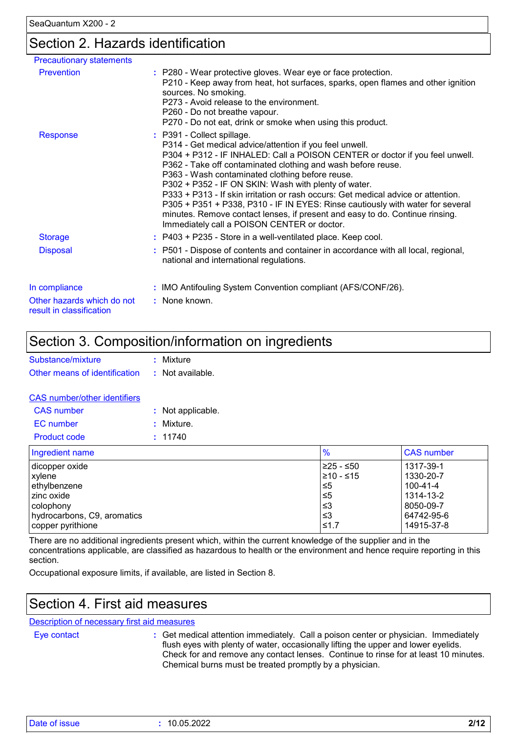## Section 2. Hazards identification

**Precautionary statements**

**Prevention** : P280 - Wear protective gloves. Wear eye or face protection.
P210 - Keep away from heat, hot surfaces, sparks, open flames and other ignition sources. No smoking.
P273 - Avoid release to the environment.
P260 - Do not breathe vapour.
P270 - Do not eat, drink or smoke when using this product.

**Response** : P391 - Collect spillage.
P314 - Get medical advice/attention if you feel unwell.
P304 + P312 - IF INHALED: Call a POISON CENTER or doctor if you feel unwell.
P362 - Take off contaminated clothing and wash before reuse.
P363 - Wash contaminated clothing before reuse.
P302 + P352 - IF ON SKIN: Wash with plenty of water.
P333 + P313 - If skin irritation or rash occurs: Get medical advice or attention.
P305 + P351 + P338, P310 - IF IN EYES: Rinse cautiously with water for several minutes. Remove contact lenses, if present and easy to do. Continue rinsing. Immediately call a POISON CENTER or doctor.

**Storage** : P403 + P235 - Store in a well-ventilated place. Keep cool.

**Disposal** : P501 - Dispose of contents and container in accordance with all local, regional, national and international regulations.

**In compliance** : IMO Antifouling System Convention compliant (AFS/CONF/26).

**Other hazards which do not result in classification** : None known.

## Section 3. Composition/information on ingredients

**Substance/mixture** : Mixture

**Other means of identification** : Not available.

**CAS number/other identifiers**

**CAS number** : Not applicable.

**EC number** : Mixture.

**Product code** : 11740

| Ingredient name | % | CAS number |
|---|---|---|
| dicopper oxide | ≥25 - ≤50 | 1317-39-1 |
| xylene | ≥10 - ≤15 | 1330-20-7 |
| ethylbenzene | ≤5 | 100-41-4 |
| zinc oxide | ≤5 | 1314-13-2 |
| colophony | ≤3 | 8050-09-7 |
| hydrocarbons, C9, aromatics | ≤3 | 64742-95-6 |
| copper pyrithione | ≤1.7 | 14915-37-8 |

There are no additional ingredients present which, within the current knowledge of the supplier and in the concentrations applicable, are classified as hazardous to health or the environment and hence require reporting in this section.

Occupational exposure limits, if available, are listed in Section 8.

## Section 4. First aid measures

**Description of necessary first aid measures**

**Eye contact** : Get medical attention immediately. Call a poison center or physician. Immediately flush eyes with plenty of water, occasionally lifting the upper and lower eyelids. Check for and remove any contact lenses. Continue to rinse for at least 10 minutes. Chemical burns must be treated promptly by a physician.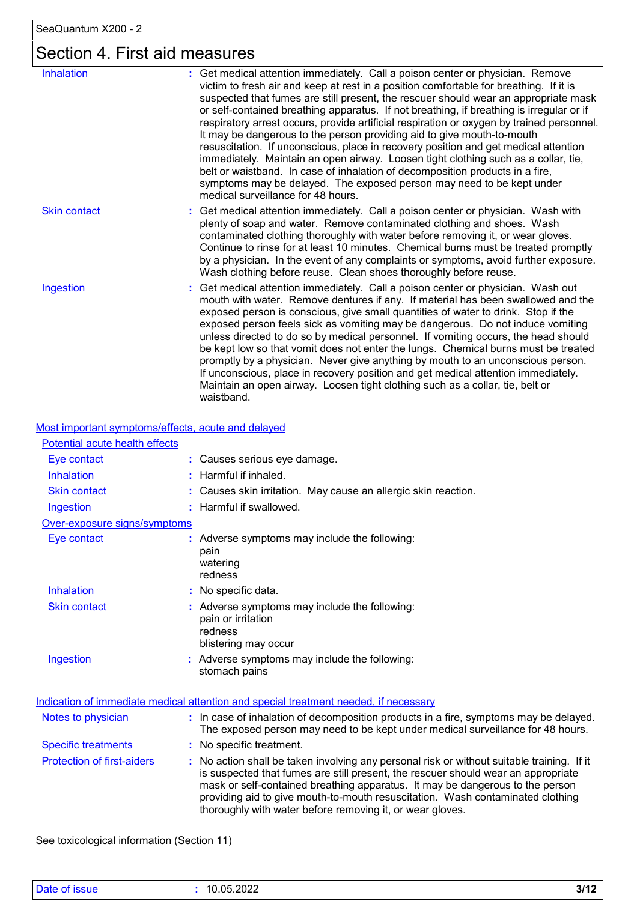## Section 4. First aid measures

| | | |
|---|---|---|
| Inhalation | : | Get medical attention immediately. Call a poison center or physician. Remove victim to fresh air and keep at rest in a position comfortable for breathing. If it is suspected that fumes are still present, the rescuer should wear an appropriate mask or self-contained breathing apparatus. If not breathing, if breathing is irregular or if respiratory arrest occurs, provide artificial respiration or oxygen by trained personnel. It may be dangerous to the person providing aid to give mouth-to-mouth resuscitation. If unconscious, place in recovery position and get medical attention immediately. Maintain an open airway. Loosen tight clothing such as a collar, tie, belt or waistband. In case of inhalation of decomposition products in a fire, symptoms may be delayed. The exposed person may need to be kept under medical surveillance for 48 hours. |
| Skin contact | : | Get medical attention immediately. Call a poison center or physician. Wash with plenty of soap and water. Remove contaminated clothing and shoes. Wash contaminated clothing thoroughly with water before removing it, or wear gloves. Continue to rinse for at least 10 minutes. Chemical burns must be treated promptly by a physician. In the event of any complaints or symptoms, avoid further exposure. Wash clothing before reuse. Clean shoes thoroughly before reuse. |
| Ingestion | : | Get medical attention immediately. Call a poison center or physician. Wash out mouth with water. Remove dentures if any. If material has been swallowed and the exposed person is conscious, give small quantities of water to drink. Stop if the exposed person feels sick as vomiting may be dangerous. Do not induce vomiting unless directed to do so by medical personnel. If vomiting occurs, the head should be kept low so that vomit does not enter the lungs. Chemical burns must be treated promptly by a physician. Never give anything by mouth to an unconscious person. If unconscious, place in recovery position and get medical attention immediately. Maintain an open airway. Loosen tight clothing such as a collar, tie, belt or waistband. |

### Most important symptoms/effects, acute and delayed

#### Potential acute health effects

| | | |
|---|---|---|
| Eye contact | : | Causes serious eye damage. |
| Inhalation | : | Harmful if inhaled. |
| Skin contact | : | Causes skin irritation. May cause an allergic skin reaction. |
| Ingestion | : | Harmful if swallowed. |

#### Over-exposure signs/symptoms

| | | |
|---|---|---|
| Eye contact | : | Adverse symptoms may include the following:<br>pain<br>watering<br>redness |
| Inhalation | : | No specific data. |
| Skin contact | : | Adverse symptoms may include the following:<br>pain or irritation<br>redness<br>blistering may occur |
| Ingestion | : | Adverse symptoms may include the following:<br>stomach pains |

### Indication of immediate medical attention and special treatment needed, if necessary

| | | |
|---|---|---|
| Notes to physician | : | In case of inhalation of decomposition products in a fire, symptoms may be delayed. The exposed person may need to be kept under medical surveillance for 48 hours. |
| Specific treatments | : | No specific treatment. |
| Protection of first-aiders | : | No action shall be taken involving any personal risk or without suitable training. If it is suspected that fumes are still present, the rescuer should wear an appropriate mask or self-contained breathing apparatus. It may be dangerous to the person providing aid to give mouth-to-mouth resuscitation. Wash contaminated clothing thoroughly with water before removing it, or wear gloves. |

See toxicological information (Section 11)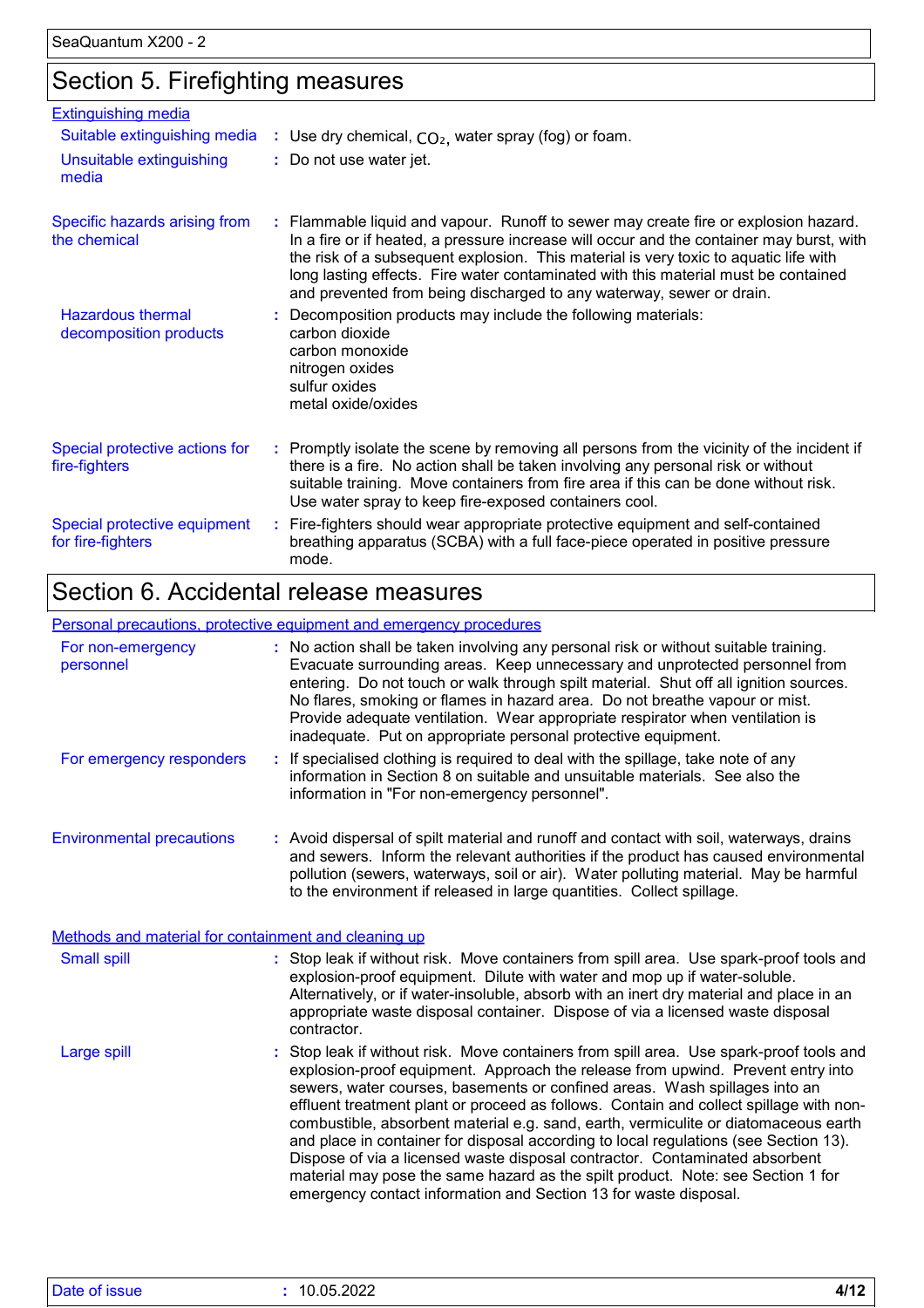## Section 5. Firefighting measures

**Extinguishing media**

**Suitable extinguishing media** : Use dry chemical, $CO_2$, water spray (fog) or foam.

**Unsuitable extinguishing media** : Do not use water jet.

**Specific hazards arising from the chemical** : Flammable liquid and vapour. Runoff to sewer may create fire or explosion hazard. In a fire or if heated, a pressure increase will occur and the container may burst, with the risk of a subsequent explosion. This material is very toxic to aquatic life with long lasting effects. Fire water contaminated with this material must be contained and prevented from being discharged to any waterway, sewer or drain.

**Hazardous thermal decomposition products** : Decomposition products may include the following materials:
carbon dioxide
carbon monoxide
nitrogen oxides
sulfur oxides
metal oxide/oxides

**Special protective actions for fire-fighters** : Promptly isolate the scene by removing all persons from the vicinity of the incident if there is a fire. No action shall be taken involving any personal risk or without suitable training. Move containers from fire area if this can be done without risk. Use water spray to keep fire-exposed containers cool.

**Special protective equipment for fire-fighters** : Fire-fighters should wear appropriate protective equipment and self-contained breathing apparatus (SCBA) with a full face-piece operated in positive pressure mode.

## Section 6. Accidental release measures

**Personal precautions, protective equipment and emergency procedures**

**For non-emergency personnel** : No action shall be taken involving any personal risk or without suitable training. Evacuate surrounding areas. Keep unnecessary and unprotected personnel from entering. Do not touch or walk through spilt material. Shut off all ignition sources. No flares, smoking or flames in hazard area. Do not breathe vapour or mist. Provide adequate ventilation. Wear appropriate respirator when ventilation is inadequate. Put on appropriate personal protective equipment.

**For emergency responders** : If specialised clothing is required to deal with the spillage, take note of any information in Section 8 on suitable and unsuitable materials. See also the information in "For non-emergency personnel".

**Environmental precautions** : Avoid dispersal of spilt material and runoff and contact with soil, waterways, drains and sewers. Inform the relevant authorities if the product has caused environmental pollution (sewers, waterways, soil or air). Water polluting material. May be harmful to the environment if released in large quantities. Collect spillage.

**Methods and material for containment and cleaning up**

**Small spill** : Stop leak if without risk. Move containers from spill area. Use spark-proof tools and explosion-proof equipment. Dilute with water and mop up if water-soluble. Alternatively, or if water-insoluble, absorb with an inert dry material and place in an appropriate waste disposal container. Dispose of via a licensed waste disposal contractor.

**Large spill** : Stop leak if without risk. Move containers from spill area. Use spark-proof tools and explosion-proof equipment. Approach the release from upwind. Prevent entry into sewers, water courses, basements or confined areas. Wash spillages into an effluent treatment plant or proceed as follows. Contain and collect spillage with non-combustible, absorbent material e.g. sand, earth, vermiculite or diatomaceous earth and place in container for disposal according to local regulations (see Section 13). Dispose of via a licensed waste disposal contractor. Contaminated absorbent material may pose the same hazard as the spilt product. Note: see Section 1 for emergency contact information and Section 13 for waste disposal.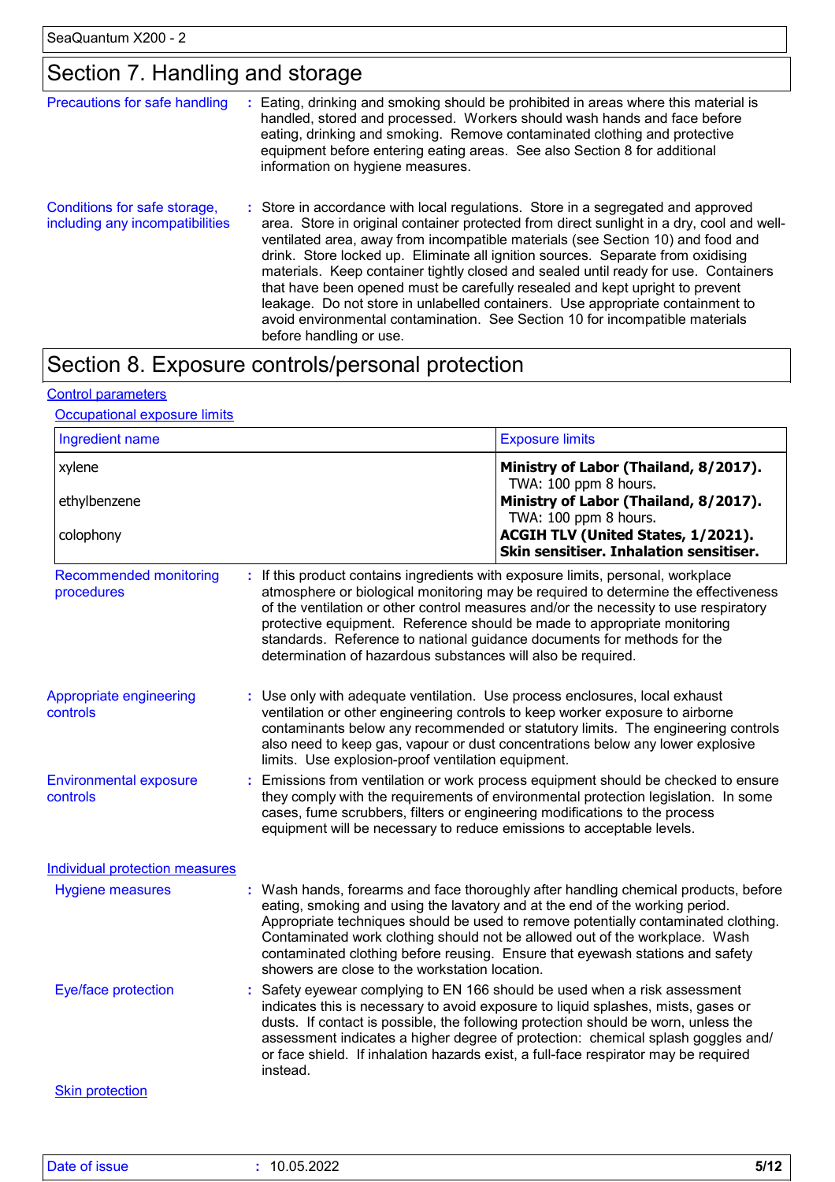## Section 7. Handling and storage

**Precautions for safe handling** : Eating, drinking and smoking should be prohibited in areas where this material is handled, stored and processed. Workers should wash hands and face before eating, drinking and smoking. Remove contaminated clothing and protective equipment before entering eating areas. See also Section 8 for additional information on hygiene measures.

**Conditions for safe storage, including any incompatibilities** : Store in accordance with local regulations. Store in a segregated and approved area. Store in original container protected from direct sunlight in a dry, cool and well-ventilated area, away from incompatible materials (see Section 10) and food and drink. Store locked up. Eliminate all ignition sources. Separate from oxidising materials. Keep container tightly closed and sealed until ready for use. Containers that have been opened must be carefully resealed and kept upright to prevent leakage. Do not store in unlabelled containers. Use appropriate containment to avoid environmental contamination. See Section 10 for incompatible materials before handling or use.

## Section 8. Exposure controls/personal protection

### Control parameters

#### Occupational exposure limits

| Ingredient name | Exposure limits |
|---|---|
| xylene | **Ministry of Labor (Thailand, 8/2017).** TWA: 100 ppm 8 hours. |
| ethylbenzene | **Ministry of Labor (Thailand, 8/2017).** TWA: 100 ppm 8 hours. |
| colophony | **ACGIH TLV (United States, 1/2021). Skin sensitiser. Inhalation sensitiser.** |

**Recommended monitoring procedures** : If this product contains ingredients with exposure limits, personal, workplace atmosphere or biological monitoring may be required to determine the effectiveness of the ventilation or other control measures and/or the necessity to use respiratory protective equipment. Reference should be made to appropriate monitoring standards. Reference to national guidance documents for methods for the determination of hazardous substances will also be required.

**Appropriate engineering controls** : Use only with adequate ventilation. Use process enclosures, local exhaust ventilation or other engineering controls to keep worker exposure to airborne contaminants below any recommended or statutory limits. The engineering controls also need to keep gas, vapour or dust concentrations below any lower explosive limits. Use explosion-proof ventilation equipment.

**Environmental exposure controls** : Emissions from ventilation or work process equipment should be checked to ensure they comply with the requirements of environmental protection legislation. In some cases, fume scrubbers, filters or engineering modifications to the process equipment will be necessary to reduce emissions to acceptable levels.

### Individual protection measures

**Hygiene measures** : Wash hands, forearms and face thoroughly after handling chemical products, before eating, smoking and using the lavatory and at the end of the working period. Appropriate techniques should be used to remove potentially contaminated clothing. Contaminated work clothing should not be allowed out of the workplace. Wash contaminated clothing before reusing. Ensure that eyewash stations and safety showers are close to the workstation location.

**Eye/face protection** : Safety eyewear complying to EN 166 should be used when a risk assessment indicates this is necessary to avoid exposure to liquid splashes, mists, gases or dusts. If contact is possible, the following protection should be worn, unless the assessment indicates a higher degree of protection: chemical splash goggles and/ or face shield. If inhalation hazards exist, a full-face respirator may be required instead.

#### Skin protection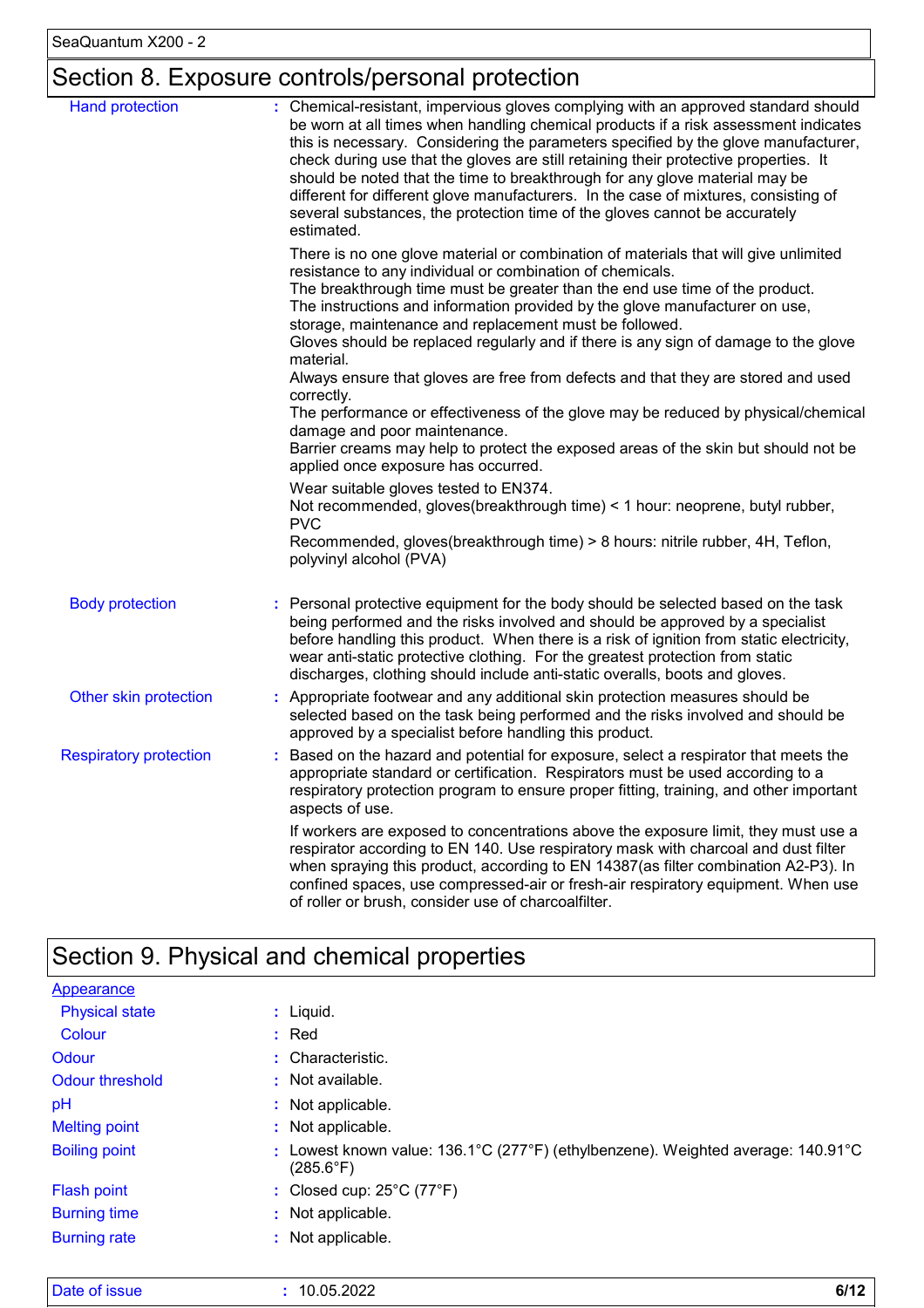## Section 8. Exposure controls/personal protection

**Hand protection** : Chemical-resistant, impervious gloves complying with an approved standard should be worn at all times when handling chemical products if a risk assessment indicates this is necessary. Considering the parameters specified by the glove manufacturer, check during use that the gloves are still retaining their protective properties. It should be noted that the time to breakthrough for any glove material may be different for different glove manufacturers. In the case of mixtures, consisting of several substances, the protection time of the gloves cannot be accurately estimated.

There is no one glove material or combination of materials that will give unlimited resistance to any individual or combination of chemicals.
The breakthrough time must be greater than the end use time of the product.
The instructions and information provided by the glove manufacturer on use, storage, maintenance and replacement must be followed.
Gloves should be replaced regularly and if there is any sign of damage to the glove material.
Always ensure that gloves are free from defects and that they are stored and used correctly.
The performance or effectiveness of the glove may be reduced by physical/chemical damage and poor maintenance.
Barrier creams may help to protect the exposed areas of the skin but should not be applied once exposure has occurred.

Wear suitable gloves tested to EN374.
Not recommended, gloves(breakthrough time) < 1 hour: neoprene, butyl rubber, PVC
Recommended, gloves(breakthrough time) > 8 hours: nitrile rubber, 4H, Teflon, polyvinyl alcohol (PVA)

**Body protection** : Personal protective equipment for the body should be selected based on the task being performed and the risks involved and should be approved by a specialist before handling this product. When there is a risk of ignition from static electricity, wear anti-static protective clothing. For the greatest protection from static discharges, clothing should include anti-static overalls, boots and gloves.

**Other skin protection** : Appropriate footwear and any additional skin protection measures should be selected based on the task being performed and the risks involved and should be approved by a specialist before handling this product.

**Respiratory protection** : Based on the hazard and potential for exposure, select a respirator that meets the appropriate standard or certification. Respirators must be used according to a respiratory protection program to ensure proper fitting, training, and other important aspects of use.

If workers are exposed to concentrations above the exposure limit, they must use a respirator according to EN 140. Use respiratory mask with charcoal and dust filter when spraying this product, according to EN 14387(as filter combination A2-P3). In confined spaces, use compressed-air or fresh-air respiratory equipment. When use of roller or brush, consider use of charcoalfilter.

## Section 9. Physical and chemical properties

**Appearance**

| | |
|---|---|
| Physical state | : Liquid. |
| Colour | : Red |
| Odour | : Characteristic. |
| Odour threshold | : Not available. |
| pH | : Not applicable. |
| Melting point | : Not applicable. |
| Boiling point | : Lowest known value: 136.1°C (277°F) (ethylbenzene). Weighted average: 140.91°C (285.6°F) |
| Flash point | : Closed cup: 25°C (77°F) |
| Burning time | : Not applicable. |
| Burning rate | : Not applicable. |

Date of issue : 10.05.2022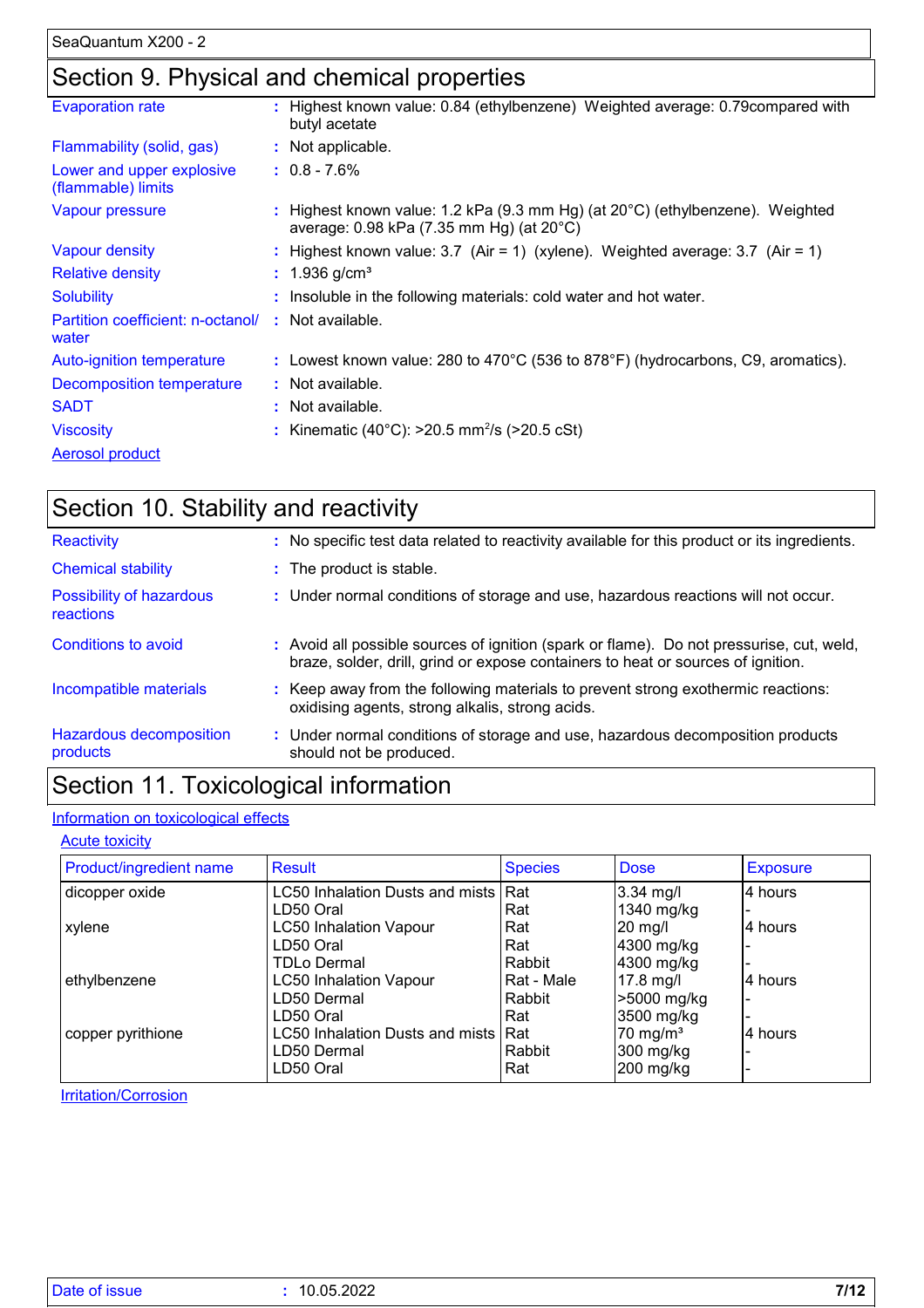## Section 9. Physical and chemical properties

| | | |
|---|---|---|
| Evaporation rate | : | Highest known value: 0.84 (ethylbenzene) Weighted average: 0.79compared with butyl acetate |
| Flammability (solid, gas) | : | Not applicable. |
| Lower and upper explosive (flammable) limits | : | 0.8 - 7.6% |
| Vapour pressure | : | Highest known value: 1.2 kPa (9.3 mm Hg) (at 20°C) (ethylbenzene). Weighted average: 0.98 kPa (7.35 mm Hg) (at 20°C) |
| Vapour density | : | Highest known value: 3.7 (Air = 1) (xylene). Weighted average: 3.7 (Air = 1) |
| Relative density | : | 1.936 g/cm³ |
| Solubility | : | Insoluble in the following materials: cold water and hot water. |
| Partition coefficient: n-octanol/ water | : | Not available. |
| Auto-ignition temperature | : | Lowest known value: 280 to 470°C (536 to 878°F) (hydrocarbons, C9, aromatics). |
| Decomposition temperature | : | Not available. |
| SADT | : | Not available. |
| Viscosity | : | Kinematic (40°C): >20.5 mm²/s (>20.5 cSt) |

Aerosol product

## Section 10. Stability and reactivity

| | | |
|---|---|---|
| Reactivity | : | No specific test data related to reactivity available for this product or its ingredients. |
| Chemical stability | : | The product is stable. |
| Possibility of hazardous reactions | : | Under normal conditions of storage and use, hazardous reactions will not occur. |
| Conditions to avoid | : | Avoid all possible sources of ignition (spark or flame). Do not pressurise, cut, weld, braze, solder, drill, grind or expose containers to heat or sources of ignition. |
| Incompatible materials | : | Keep away from the following materials to prevent strong exothermic reactions: oxidising agents, strong alkalis, strong acids. |
| Hazardous decomposition products | : | Under normal conditions of storage and use, hazardous decomposition products should not be produced. |

## Section 11. Toxicological information

Information on toxicological effects

Acute toxicity

| Product/ingredient name | Result | Species | Dose | Exposure |
|---|---|---|---|---|
| dicopper oxide | LC50 Inhalation Dusts and mists | Rat | 3.34 mg/l | 4 hours |
| | LD50 Oral | Rat | 1340 mg/kg | - |
| xylene | LC50 Inhalation Vapour | Rat | 20 mg/l | 4 hours |
| | LD50 Oral | Rat | 4300 mg/kg | - |
| | TDLo Dermal | Rabbit | 4300 mg/kg | - |
| ethylbenzene | LC50 Inhalation Vapour | Rat - Male | 17.8 mg/l | 4 hours |
| | LD50 Dermal | Rabbit | >5000 mg/kg | - |
| | LD50 Oral | Rat | 3500 mg/kg | - |
| copper pyrithione | LC50 Inhalation Dusts and mists | Rat | 70 mg/m³ | 4 hours |
| | LD50 Dermal | Rabbit | 300 mg/kg | - |
| | LD50 Oral | Rat | 200 mg/kg | - |

Irritation/Corrosion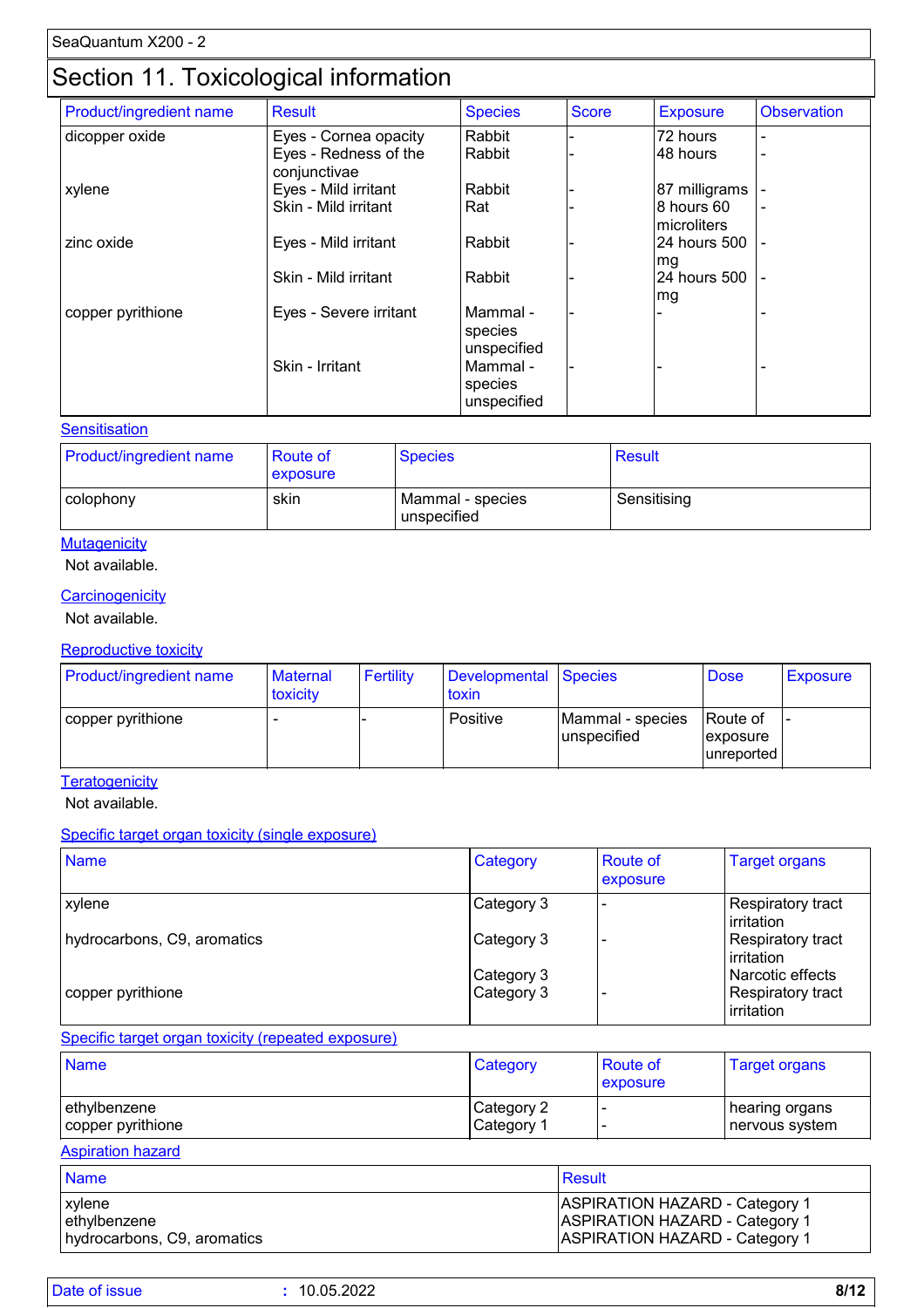# Section 11. Toxicological information

| Product/ingredient name | Result | Species | Score | Exposure | Observation |
|---|---|---|---|---|---|
| dicopper oxide | Eyes - Cornea opacity | Rabbit | - | 72 hours | - |
| | Eyes - Redness of the conjunctivae | Rabbit | - | 48 hours | - |
| xylene | Eyes - Mild irritant | Rabbit | - | 87 milligrams | - |
| | Skin - Mild irritant | Rat | - | 8 hours 60 microliters | - |
| zinc oxide | Eyes - Mild irritant | Rabbit | - | 24 hours 500 mg | - |
| | Skin - Mild irritant | Rabbit | - | 24 hours 500 mg | - |
| copper pyrithione | Eyes - Severe irritant | Mammal - species unspecified | - | - | - |
| | Skin - Irritant | Mammal - species unspecified | - | - | - |

### Sensitisation

| Product/ingredient name | Route of exposure | Species | Result |
|---|---|---|---|
| colophony | skin | Mammal - species unspecified | Sensitising |

### Mutagenicity

Not available.

### Carcinogenicity

Not available.

### Reproductive toxicity

| Product/ingredient name | Maternal toxicity | Fertility | Developmental toxin | Species | Dose | Exposure |
|---|---|---|---|---|---|---|
| copper pyrithione | - | - | Positive | Mammal - species unspecified | Route of exposure unreported | - |

### Teratogenicity

Not available.

### Specific target organ toxicity (single exposure)

| Name | Category | Route of exposure | Target organs |
|---|---|---|---|
| xylene | Category 3 | - | Respiratory tract irritation |
| hydrocarbons, C9, aromatics | Category 3 | - | Respiratory tract irritation |
| | Category 3 | | Narcotic effects |
| copper pyrithione | Category 3 | - | Respiratory tract irritation |

### Specific target organ toxicity (repeated exposure)

| Name | Category | Route of exposure | Target organs |
|---|---|---|---|
| ethylbenzene | Category 2 | - | hearing organs |
| copper pyrithione | Category 1 | - | nervous system |

### Aspiration hazard

| Name | Result |
|---|---|
| xylene | ASPIRATION HAZARD - Category 1 |
| ethylbenzene | ASPIRATION HAZARD - Category 1 |
| hydrocarbons, C9, aromatics | ASPIRATION HAZARD - Category 1 |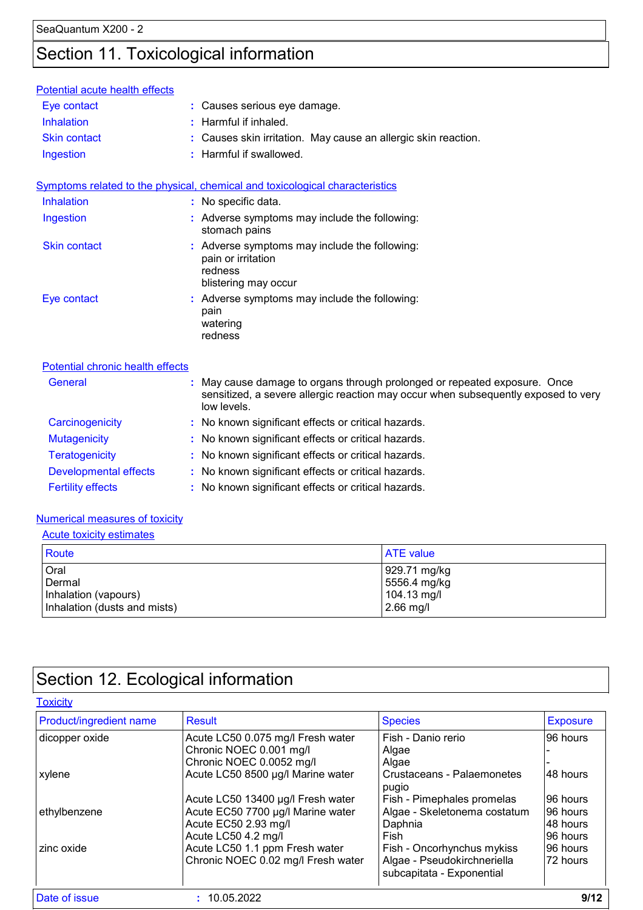## Section 11. Toxicological information

**Potential acute health effects**

| | |
|---|---|
| Eye contact | : Causes serious eye damage. |
| Inhalation | : Harmful if inhaled. |
| Skin contact | : Causes skin irritation. May cause an allergic skin reaction. |
| Ingestion | : Harmful if swallowed. |

**Symptoms related to the physical, chemical and toxicological characteristics**

| | |
|---|---|
| Inhalation | : No specific data. |
| Ingestion | : Adverse symptoms may include the following:<br>stomach pains |
| Skin contact | : Adverse symptoms may include the following:<br>pain or irritation<br>redness<br>blistering may occur |
| Eye contact | : Adverse symptoms may include the following:<br>pain<br>watering<br>redness |

**Potential chronic health effects**

| | |
|---|---|
| General | : May cause damage to organs through prolonged or repeated exposure. Once sensitized, a severe allergic reaction may occur when subsequently exposed to very low levels. |
| Carcinogenicity | : No known significant effects or critical hazards. |
| Mutagenicity | : No known significant effects or critical hazards. |
| Teratogenicity | : No known significant effects or critical hazards. |
| Developmental effects | : No known significant effects or critical hazards. |
| Fertility effects | : No known significant effects or critical hazards. |

**Numerical measures of toxicity**

**Acute toxicity estimates**

| Route | ATE value |
|---|---|
| Oral | 929.71 mg/kg |
| Dermal | 5556.4 mg/kg |
| Inhalation (vapours) | 104.13 mg/l |
| Inhalation (dusts and mists) | 2.66 mg/l |

## Section 12. Ecological information

**Toxicity**

| Product/ingredient name | Result | Species | Exposure |
|---|---|---|---|
| dicopper oxide | Acute LC50 0.075 mg/l Fresh water | Fish - Danio rerio | 96 hours |
| | Chronic NOEC 0.001 mg/l | Algae | - |
| | Chronic NOEC 0.0052 mg/l | Algae | - |
| xylene | Acute LC50 8500 µg/l Marine water | Crustaceans - Palaemonetes pugio | 48 hours |
| | Acute LC50 13400 µg/l Fresh water | Fish - Pimephales promelas | 96 hours |
| ethylbenzene | Acute EC50 7700 µg/l Marine water | Algae - Skeletonema costatum | 96 hours |
| | Acute EC50 2.93 mg/l | Daphnia | 48 hours |
| | Acute LC50 4.2 mg/l | Fish | 96 hours |
| zinc oxide | Acute LC50 1.1 ppm Fresh water | Fish - Oncorhynchus mykiss | 96 hours |
| | Chronic NOEC 0.02 mg/l Fresh water | Algae - Pseudokirchneriella subcapitata - Exponential | 72 hours |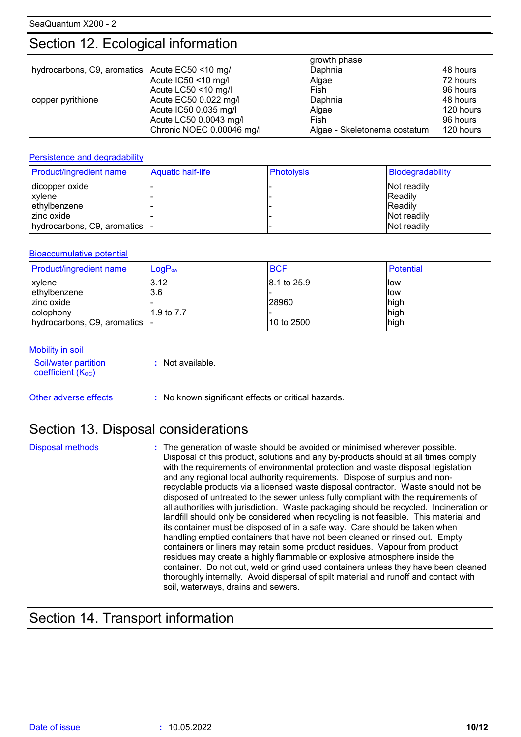## Section 12. Ecological information

| | | | |
|---|---|---|---|
| | | growth phase | |
| hydrocarbons, C9, aromatics | Acute EC50 <10 mg/l | Daphnia | 48 hours |
| | Acute IC50 <10 mg/l | Algae | 72 hours |
| | Acute LC50 <10 mg/l | Fish | 96 hours |
| copper pyrithione | Acute EC50 0.022 mg/l | Daphnia | 48 hours |
| | Acute IC50 0.035 mg/l | Algae | 120 hours |
| | Acute LC50 0.0043 mg/l | Fish | 96 hours |
| | Chronic NOEC 0.00046 mg/l | Algae - Skeletonema costatum | 120 hours |

### Persistence and degradability

| Product/ingredient name | Aquatic half-life | Photolysis | Biodegradability |
|---|---|---|---|
| dicopper oxide | - | - | Not readily |
| xylene | - | - | Readily |
| ethylbenzene | - | - | Readily |
| zinc oxide | - | - | Not readily |
| hydrocarbons, C9, aromatics | - | - | Not readily |

### Bioaccumulative potential

| Product/ingredient name | $LogP_{ow}$ | BCF | Potential |
|---|---|---|---|
| xylene | 3.12 | 8.1 to 25.9 | low |
| ethylbenzene | 3.6 | - | low |
| zinc oxide | - | 28960 | high |
| colophony | 1.9 to 7.7 | - | high |
| hydrocarbons, C9, aromatics | - | 10 to 2500 | high |

### Mobility in soil

**Soil/water partition coefficient ($K_{OC}$)** : Not available.

**Other adverse effects** : No known significant effects or critical hazards.

## Section 13. Disposal considerations

**Disposal methods** : The generation of waste should be avoided or minimised wherever possible. Disposal of this product, solutions and any by-products should at all times comply with the requirements of environmental protection and waste disposal legislation and any regional local authority requirements. Dispose of surplus and non-recyclable products via a licensed waste disposal contractor. Waste should not be disposed of untreated to the sewer unless fully compliant with the requirements of all authorities with jurisdiction. Waste packaging should be recycled. Incineration or landfill should only be considered when recycling is not feasible. This material and its container must be disposed of in a safe way. Care should be taken when handling emptied containers that have not been cleaned or rinsed out. Empty containers or liners may retain some product residues. Vapour from product residues may create a highly flammable or explosive atmosphere inside the container. Do not cut, weld or grind used containers unless they have been cleaned thoroughly internally. Avoid dispersal of spilt material and runoff and contact with soil, waterways, drains and sewers.

## Section 14. Transport information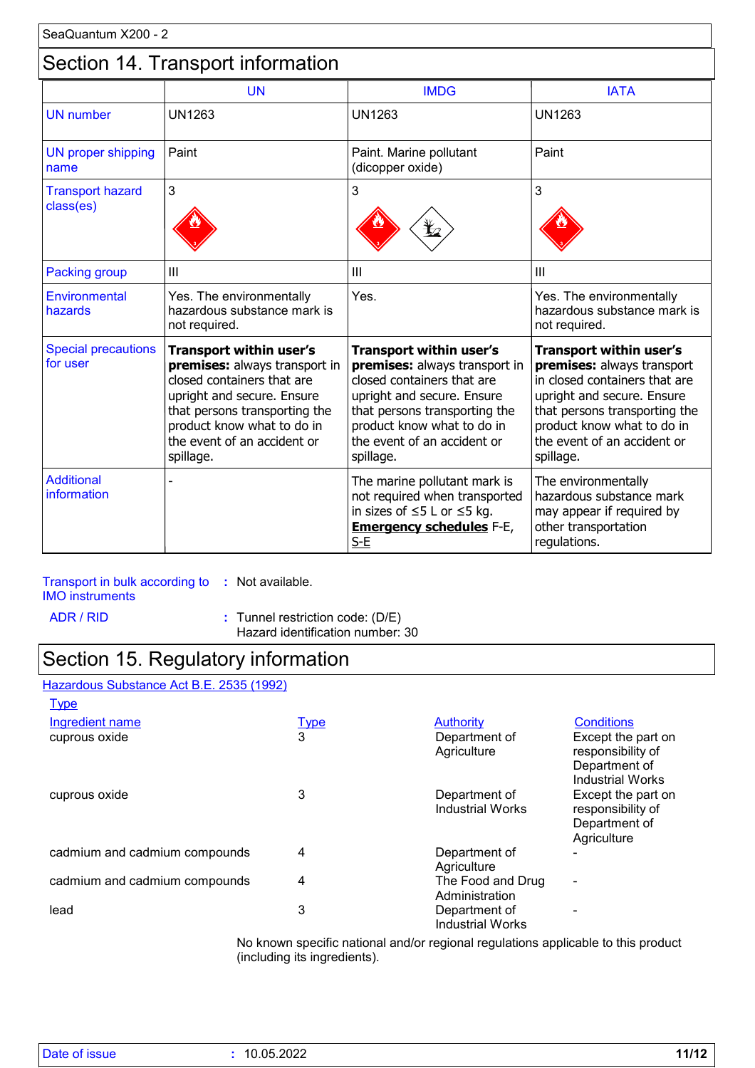## Section 14. Transport information

| | UN | IMDG | IATA |
|---|---|---|---|
| UN number | UN1263 | UN1263 | UN1263 |
| UN proper shipping name | Paint | Paint. Marine pollutant (dicopper oxide) | Paint |
| Transport hazard class(es) | 3 | 3 | 3 |
| Packing group | III | III | III |
| Environmental hazards | Yes. The environmentally hazardous substance mark is not required. | Yes. | Yes. The environmentally hazardous substance mark is not required. |
| Special precautions for user | **Transport within user's premises:** always transport in closed containers that are upright and secure. Ensure that persons transporting the product know what to do in the event of an accident or spillage. | **Transport within user's premises:** always transport in closed containers that are upright and secure. Ensure that persons transporting the product know what to do in the event of an accident or spillage. | **Transport within user's premises:** always transport in closed containers that are upright and secure. Ensure that persons transporting the product know what to do in the event of an accident or spillage. |
| Additional information | - | The marine pollutant mark is not required when transported in sizes of ≤5 L or ≤5 kg. **Emergency schedules** F-E, S-E | The environmentally hazardous substance mark may appear if required by other transportation regulations. |

**Transport in bulk according to IMO instruments** : Not available.

**ADR / RID** : Tunnel restriction code: (D/E)
Hazard identification number: 30

## Section 15. Regulatory information

**Hazardous Substance Act B.E. 2535 (1992)**

**Type**

| Ingredient name | Type | Authority | Conditions |
|---|---|---|---|
| cuprous oxide | 3 | Department of Agriculture | Except the part on responsibility of Department of Industrial Works |
| cuprous oxide | 3 | Department of Industrial Works | Except the part on responsibility of Department of Agriculture |
| cadmium and cadmium compounds | 4 | Department of Agriculture | - |
| cadmium and cadmium compounds | 4 | The Food and Drug Administration | - |
| lead | 3 | Department of Industrial Works | - |

No known specific national and/or regional regulations applicable to this product (including its ingredients).

**Date of issue** : 10.05.2022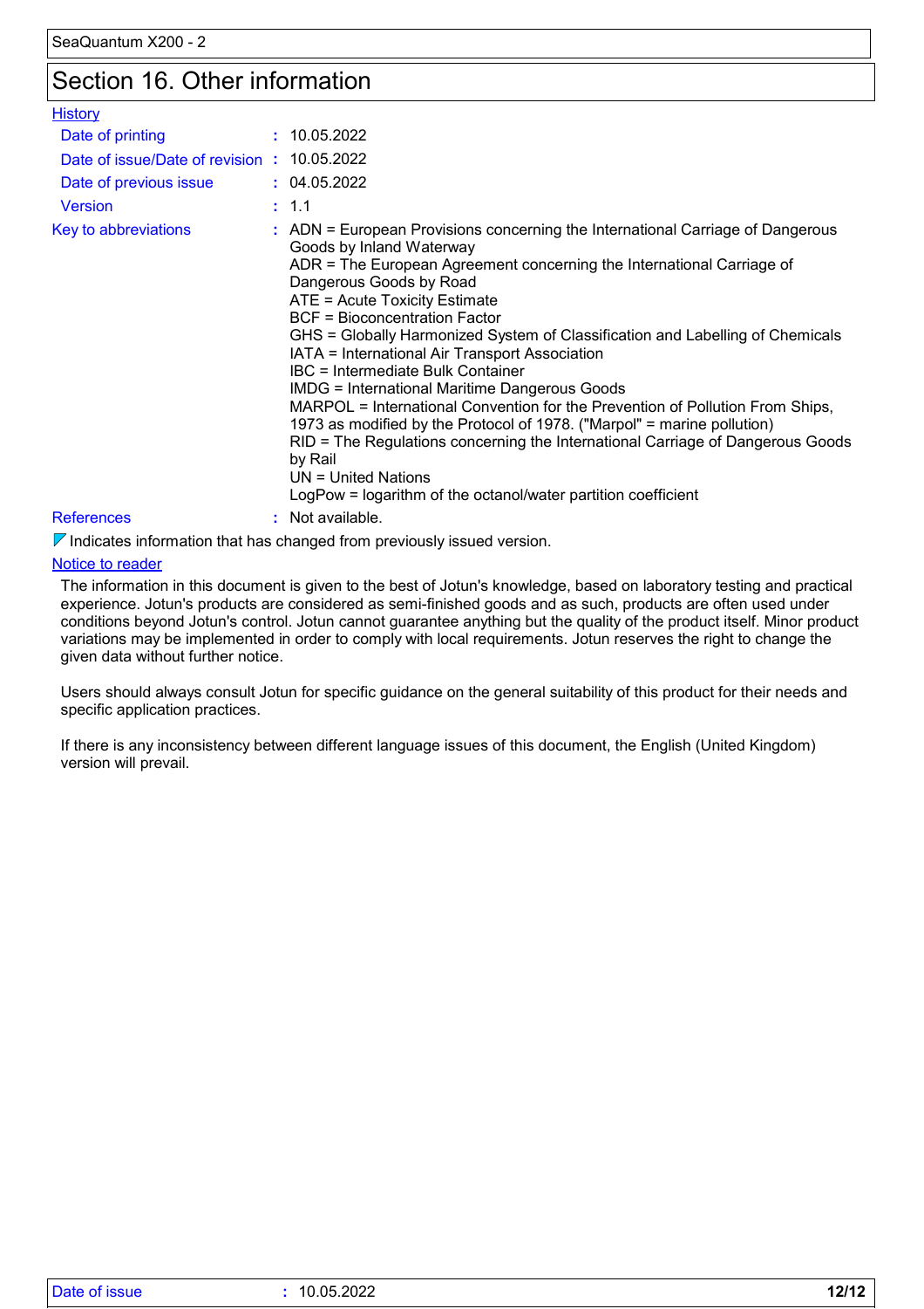## Section 16. Other information

### History

| | |
|---|---|
| Date of printing | : 10.05.2022 |
| Date of issue/Date of revision | : 10.05.2022 |
| Date of previous issue | : 04.05.2022 |
| Version | : 1.1 |
| Key to abbreviations | : ADN = European Provisions concerning the International Carriage of Dangerous Goods by Inland Waterway<br>ADR = The European Agreement concerning the International Carriage of Dangerous Goods by Road<br>ATE = Acute Toxicity Estimate<br>BCF = Bioconcentration Factor<br>GHS = Globally Harmonized System of Classification and Labelling of Chemicals<br>IATA = International Air Transport Association<br>IBC = Intermediate Bulk Container<br>IMDG = International Maritime Dangerous Goods<br>MARPOL = International Convention for the Prevention of Pollution From Ships, 1973 as modified by the Protocol of 1978. ("Marpol" = marine pollution)<br>RID = The Regulations concerning the International Carriage of Dangerous Goods by Rail<br>UN = United Nations<br>LogPow = logarithm of the octanol/water partition coefficient |
| References | : Not available. |

Indicates information that has changed from previously issued version.

### Notice to reader

The information in this document is given to the best of Jotun's knowledge, based on laboratory testing and practical experience. Jotun's products are considered as semi-finished goods and as such, products are often used under conditions beyond Jotun's control. Jotun cannot guarantee anything but the quality of the product itself. Minor product variations may be implemented in order to comply with local requirements. Jotun reserves the right to change the given data without further notice.

Users should always consult Jotun for specific guidance on the general suitability of this product for their needs and specific application practices.

If there is any inconsistency between different language issues of this document, the English (United Kingdom) version will prevail.